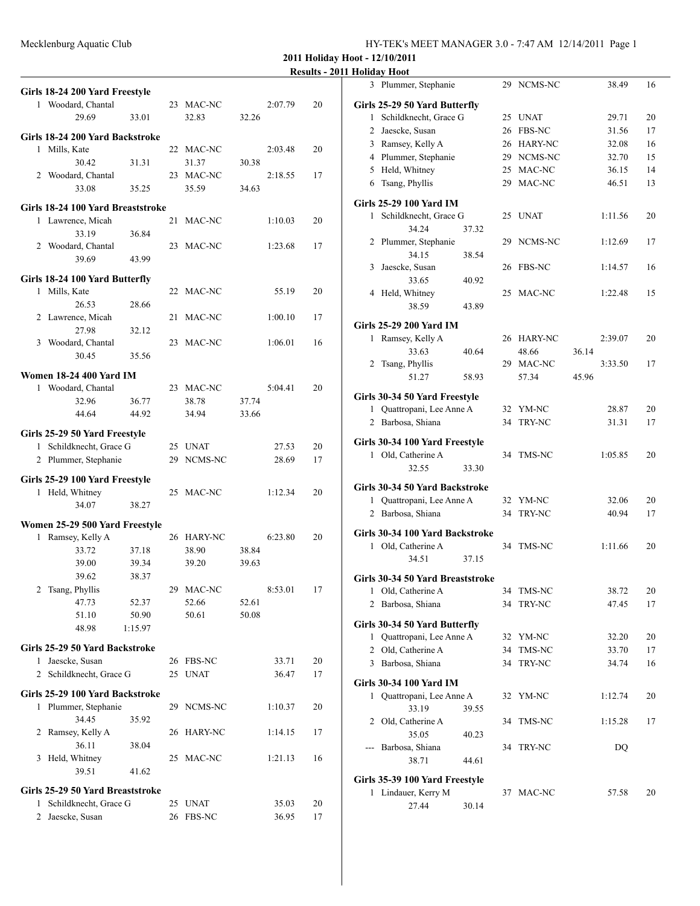Mecklenburg Aquatic Club

**2011 Holiday Hoot - 12/10/2011**

**Results - 2011 Holiday Hoot**

### Girls 18-24 200 Yard Freestyle

| Place | Name | Age | Team | | Time | Points |
|---|---|---|---|---|---|---|
| 1 | Woodard, Chantal | 23 | MAC-NC | | 2:07.79 | 20 |
| | 29.69 | 33.01 | 32.83 | 32.26 | | |

### Girls 18-24 200 Yard Backstroke

| Place | Name | Age | Team | | Time | Points |
|---|---|---|---|---|---|---|
| 1 | Mills, Kate | 22 | MAC-NC | | 2:03.48 | 20 |
| | 30.42 | 31.31 | 31.37 | 30.38 | | |
| 2 | Woodard, Chantal | 23 | MAC-NC | | 2:18.55 | 17 |
| | 33.08 | 35.25 | 35.59 | 34.63 | | |

### Girls 18-24 100 Yard Breaststroke

| Place | Name | Age | Team | Time | Points |
|---|---|---|---|---|---|
| 1 | Lawrence, Micah | 21 | MAC-NC | 1:10.03 | 20 |
| | 33.19 | 36.84 | | | |
| 2 | Woodard, Chantal | 23 | MAC-NC | 1:23.68 | 17 |
| | 39.69 | 43.99 | | | |

### Girls 18-24 100 Yard Butterfly

| Place | Name | Age | Team | Time | Points |
|---|---|---|---|---|---|
| 1 | Mills, Kate | 22 | MAC-NC | 55.19 | 20 |
| | 26.53 | 28.66 | | | |
| 2 | Lawrence, Micah | 21 | MAC-NC | 1:00.10 | 17 |
| | 27.98 | 32.12 | | | |
| 3 | Woodard, Chantal | 23 | MAC-NC | 1:06.01 | 16 |
| | 30.45 | 35.56 | | | |

### Women 18-24 400 Yard IM

| Place | Name | Age | Team | | Time | Points |
|---|---|---|---|---|---|---|
| 1 | Woodard, Chantal | 23 | MAC-NC | | 5:04.41 | 20 |
| | 32.96 | 36.77 | 38.78 | 37.74 | | |
| | 44.64 | 44.92 | 34.94 | 33.66 | | |

### Girls 25-29 50 Yard Freestyle

| Place | Name | Age | Team | Time | Points |
|---|---|---|---|---|---|
| 1 | Schildknecht, Grace G | 25 | UNAT | 27.53 | 20 |
| 2 | Plummer, Stephanie | 29 | NCMS-NC | 28.69 | 17 |

### Girls 25-29 100 Yard Freestyle

| Place | Name | Age | Team | Time | Points |
|---|---|---|---|---|---|
| 1 | Held, Whitney | 25 | MAC-NC | 1:12.34 | 20 |
| | 34.07 | 38.27 | | | |

### Women 25-29 500 Yard Freestyle

| Place | Name | Age | Team | | Time | Points |
|---|---|---|---|---|---|---|
| 1 | Ramsey, Kelly A | 26 | HARY-NC | | 6:23.80 | 20 |
| | 33.72 | 37.18 | 38.90 | 38.84 | | |
| | 39.00 | 39.34 | 39.20 | 39.63 | | |
| | 39.62 | 38.37 | | | | |
| 2 | Tsang, Phyllis | 29 | MAC-NC | | 8:53.01 | 17 |
| | 47.73 | 52.37 | 52.66 | 52.61 | | |
| | 51.10 | 50.90 | 50.61 | 50.08 | | |
| | 48.98 | 1:15.97 | | | | |

### Girls 25-29 50 Yard Backstroke

| Place | Name | Age | Team | Time | Points |
|---|---|---|---|---|---|
| 1 | Jaescke, Susan | 26 | FBS-NC | 33.71 | 20 |
| 2 | Schildknecht, Grace G | 25 | UNAT | 36.47 | 17 |

### Girls 25-29 100 Yard Backstroke

| Place | Name | Age | Team | Time | Points |
|---|---|---|---|---|---|
| 1 | Plummer, Stephanie | 29 | NCMS-NC | 1:10.37 | 20 |
| | 34.45 | 35.92 | | | |
| 2 | Ramsey, Kelly A | 26 | HARY-NC | 1:14.15 | 17 |
| | 36.11 | 38.04 | | | |
| 3 | Held, Whitney | 25 | MAC-NC | 1:21.13 | 16 |
| | 39.51 | 41.62 | | | |

### Girls 25-29 50 Yard Breaststroke

| Place | Name | Age | Team | Time | Points |
|---|---|---|---|---|---|
| 1 | Schildknecht, Grace G | 25 | UNAT | 35.03 | 20 |
| 2 | Jaescke, Susan | 26 | FBS-NC | 36.95 | 17 |
| 3 | Plummer, Stephanie | 29 | NCMS-NC | 38.49 | 16 |

### Girls 25-29 50 Yard Butterfly

| Place | Name | Age | Team | Time | Points |
|---|---|---|---|---|---|
| 1 | Schildknecht, Grace G | 25 | UNAT | 29.71 | 20 |
| 2 | Jaescke, Susan | 26 | FBS-NC | 31.56 | 17 |
| 3 | Ramsey, Kelly A | 26 | HARY-NC | 32.08 | 16 |
| 4 | Plummer, Stephanie | 29 | NCMS-NC | 32.70 | 15 |
| 5 | Held, Whitney | 25 | MAC-NC | 36.15 | 14 |
| 6 | Tsang, Phyllis | 29 | MAC-NC | 46.51 | 13 |

### Girls 25-29 100 Yard IM

| Place | Name | Age | Team | Time | Points |
|---|---|---|---|---|---|
| 1 | Schildknecht, Grace G | 25 | UNAT | 1:11.56 | 20 |
| | 34.24 | 37.32 | | | |
| 2 | Plummer, Stephanie | 29 | NCMS-NC | 1:12.69 | 17 |
| | 34.15 | 38.54 | | | |
| 3 | Jaescke, Susan | 26 | FBS-NC | 1:14.57 | 16 |
| | 33.65 | 40.92 | | | |
| 4 | Held, Whitney | 25 | MAC-NC | 1:22.48 | 15 |
| | 38.59 | 43.89 | | | |

### Girls 25-29 200 Yard IM

| Place | Name | Age | Team | | Time | Points |
|---|---|---|---|---|---|---|
| 1 | Ramsey, Kelly A | 26 | HARY-NC | | 2:39.07 | 20 |
| | 33.63 | 40.64 | 48.66 | 36.14 | | |
| 2 | Tsang, Phyllis | 29 | MAC-NC | | 3:33.50 | 17 |
| | 51.27 | 58.93 | 57.34 | 45.96 | | |

### Girls 30-34 50 Yard Freestyle

| Place | Name | Age | Team | Time | Points |
|---|---|---|---|---|---|
| 1 | Quattropani, Lee Anne A | 32 | YM-NC | 28.87 | 20 |
| 2 | Barbosa, Shiana | 34 | TRY-NC | 31.31 | 17 |

### Girls 30-34 100 Yard Freestyle

| Place | Name | Age | Team | Time | Points |
|---|---|---|---|---|---|
| 1 | Old, Catherine A | 34 | TMS-NC | 1:05.85 | 20 |
| | 32.55 | 33.30 | | | |

### Girls 30-34 50 Yard Backstroke

| Place | Name | Age | Team | Time | Points |
|---|---|---|---|---|---|
| 1 | Quattropani, Lee Anne A | 32 | YM-NC | 32.06 | 20 |
| 2 | Barbosa, Shiana | 34 | TRY-NC | 40.94 | 17 |

### Girls 30-34 100 Yard Backstroke

| Place | Name | Age | Team | Time | Points |
|---|---|---|---|---|---|
| 1 | Old, Catherine A | 34 | TMS-NC | 1:11.66 | 20 |
| | 34.51 | 37.15 | | | |

### Girls 30-34 50 Yard Breaststroke

| Place | Name | Age | Team | Time | Points |
|---|---|---|---|---|---|
| 1 | Old, Catherine A | 34 | TMS-NC | 38.72 | 20 |
| 2 | Barbosa, Shiana | 34 | TRY-NC | 47.45 | 17 |

### Girls 30-34 50 Yard Butterfly

| Place | Name | Age | Team | Time | Points |
|---|---|---|---|---|---|
| 1 | Quattropani, Lee Anne A | 32 | YM-NC | 32.20 | 20 |
| 2 | Old, Catherine A | 34 | TMS-NC | 33.70 | 17 |
| 3 | Barbosa, Shiana | 34 | TRY-NC | 34.74 | 16 |

### Girls 30-34 100 Yard IM

| Place | Name | Age | Team | Time | Points |
|---|---|---|---|---|---|
| 1 | Quattropani, Lee Anne A | 32 | YM-NC | 1:12.74 | 20 |
| | 33.19 | 39.55 | | | |
| 2 | Old, Catherine A | 34 | TMS-NC | 1:15.28 | 17 |
| | 35.05 | 40.23 | | | |
| --- | Barbosa, Shiana | 34 | TRY-NC | DQ | |
| | 38.71 | 44.61 | | | |

### Girls 35-39 100 Yard Freestyle

| Place | Name | Age | Team | Time | Points |
|---|---|---|---|---|---|
| 1 | Lindauer, Kerry M | 37 | MAC-NC | 57.58 | 20 |
| | 27.44 | 30.14 | | | |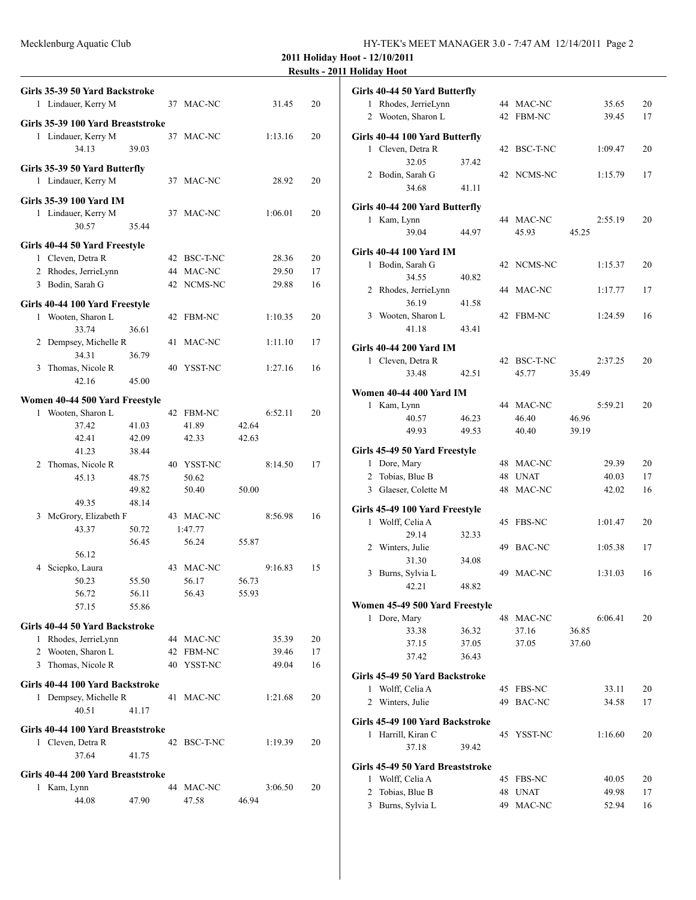**2011 Holiday Hoot - 12/10/2011**

**Results - 2011 Holiday Hoot**

### Girls 35-39 50 Yard Backstroke

| Place | Name | Age | Team | Time | Points |
|---|---|---|---|---|---|
| 1 | Lindauer, Kerry M | 37 | MAC-NC | 31.45 | 20 |

### Girls 35-39 100 Yard Breaststroke

| Place | Name | Age | Team | Time | Points |
|---|---|---|---|---|---|
| 1 | Lindauer, Kerry M | 37 | MAC-NC | 1:13.16 | 20 |
| | 34.13 39.03 | | | | |

### Girls 35-39 50 Yard Butterfly

| Place | Name | Age | Team | Time | Points |
|---|---|---|---|---|---|
| 1 | Lindauer, Kerry M | 37 | MAC-NC | 28.92 | 20 |

### Girls 35-39 100 Yard IM

| Place | Name | Age | Team | Time | Points |
|---|---|---|---|---|---|
| 1 | Lindauer, Kerry M | 37 | MAC-NC | 1:06.01 | 20 |
| | 30.57 35.44 | | | | |

### Girls 40-44 50 Yard Freestyle

| Place | Name | Age | Team | Time | Points |
|---|---|---|---|---|---|
| 1 | Cleven, Detra R | 42 | BSC-T-NC | 28.36 | 20 |
| 2 | Rhodes, JerrieLynn | 44 | MAC-NC | 29.50 | 17 |
| 3 | Bodin, Sarah G | 42 | NCMS-NC | 29.88 | 16 |

### Girls 40-44 100 Yard Freestyle

| Place | Name | Age | Team | Time | Points |
|---|---|---|---|---|---|
| 1 | Wooten, Sharon L | 42 | FBM-NC | 1:10.35 | 20 |
| | 33.74 36.61 | | | | |
| 2 | Dempsey, Michelle R | 41 | MAC-NC | 1:11.10 | 17 |
| | 34.31 36.79 | | | | |
| 3 | Thomas, Nicole R | 40 | YSST-NC | 1:27.16 | 16 |
| | 42.16 45.00 | | | | |

### Women 40-44 500 Yard Freestyle

| Place | Name | Age | Team | Time | Points |
|---|---|---|---|---|---|
| 1 | Wooten, Sharon L | 42 | FBM-NC | 6:52.11 | 20 |
| | 37.42 41.03 41.89 42.64 | | | | |
| | 42.41 42.09 42.33 42.63 | | | | |
| | 41.23 38.44 | | | | |
| 2 | Thomas, Nicole R | 40 | YSST-NC | 8:14.50 | 17 |
| | 45.13 48.75 50.62 | | | | |
| | 49.82 50.40 50.00 | | | | |
| | 49.35 48.14 | | | | |
| 3 | McGrory, Elizabeth F | 43 | MAC-NC | 8:56.98 | 16 |
| | 43.37 50.72 1:47.77 | | | | |
| | 56.45 56.24 55.87 | | | | |
| | 56.12 | | | | |
| 4 | Sciepko, Laura | 43 | MAC-NC | 9:16.83 | 15 |
| | 50.23 55.50 56.17 56.73 | | | | |
| | 56.72 56.11 56.43 55.93 | | | | |
| | 57.15 55.86 | | | | |

### Girls 40-44 50 Yard Backstroke

| Place | Name | Age | Team | Time | Points |
|---|---|---|---|---|---|
| 1 | Rhodes, JerrieLynn | 44 | MAC-NC | 35.39 | 20 |
| 2 | Wooten, Sharon L | 42 | FBM-NC | 39.46 | 17 |
| 3 | Thomas, Nicole R | 40 | YSST-NC | 49.04 | 16 |

### Girls 40-44 100 Yard Backstroke

| Place | Name | Age | Team | Time | Points |
|---|---|---|---|---|---|
| 1 | Dempsey, Michelle R | 41 | MAC-NC | 1:21.68 | 20 |
| | 40.51 41.17 | | | | |

### Girls 40-44 100 Yard Breaststroke

| Place | Name | Age | Team | Time | Points |
|---|---|---|---|---|---|
| 1 | Cleven, Detra R | 42 | BSC-T-NC | 1:19.39 | 20 |
| | 37.64 41.75 | | | | |

### Girls 40-44 200 Yard Breaststroke

| Place | Name | Age | Team | Time | Points |
|---|---|---|---|---|---|
| 1 | Kam, Lynn | 44 | MAC-NC | 3:06.50 | 20 |
| | 44.08 47.90 47.58 46.94 | | | | |

### Girls 40-44 50 Yard Butterfly

| Place | Name | Age | Team | Time | Points |
|---|---|---|---|---|---|
| 1 | Rhodes, JerrieLynn | 44 | MAC-NC | 35.65 | 20 |
| 2 | Wooten, Sharon L | 42 | FBM-NC | 39.45 | 17 |

### Girls 40-44 100 Yard Butterfly

| Place | Name | Age | Team | Time | Points |
|---|---|---|---|---|---|
| 1 | Cleven, Detra R | 42 | BSC-T-NC | 1:09.47 | 20 |
| | 32.05 37.42 | | | | |
| 2 | Bodin, Sarah G | 42 | NCMS-NC | 1:15.79 | 17 |
| | 34.68 41.11 | | | | |

### Girls 40-44 200 Yard Butterfly

| Place | Name | Age | Team | Time | Points |
|---|---|---|---|---|---|
| 1 | Kam, Lynn | 44 | MAC-NC | 2:55.19 | 20 |
| | 39.04 44.97 45.93 45.25 | | | | |

### Girls 40-44 100 Yard IM

| Place | Name | Age | Team | Time | Points |
|---|---|---|---|---|---|
| 1 | Bodin, Sarah G | 42 | NCMS-NC | 1:15.37 | 20 |
| | 34.55 40.82 | | | | |
| 2 | Rhodes, JerrieLynn | 44 | MAC-NC | 1:17.77 | 17 |
| | 36.19 41.58 | | | | |
| 3 | Wooten, Sharon L | 42 | FBM-NC | 1:24.59 | 16 |
| | 41.18 43.41 | | | | |

### Girls 40-44 200 Yard IM

| Place | Name | Age | Team | Time | Points |
|---|---|---|---|---|---|
| 1 | Cleven, Detra R | 42 | BSC-T-NC | 2:37.25 | 20 |
| | 33.48 42.51 45.77 35.49 | | | | |

### Women 40-44 400 Yard IM

| Place | Name | Age | Team | Time | Points |
|---|---|---|---|---|---|
| 1 | Kam, Lynn | 44 | MAC-NC | 5:59.21 | 20 |
| | 40.57 46.23 46.40 46.96 | | | | |
| | 49.93 49.53 40.40 39.19 | | | | |

### Girls 45-49 50 Yard Freestyle

| Place | Name | Age | Team | Time | Points |
|---|---|---|---|---|---|
| 1 | Dore, Mary | 48 | MAC-NC | 29.39 | 20 |
| 2 | Tobias, Blue B | 48 | UNAT | 40.03 | 17 |
| 3 | Glaeser, Colette M | 48 | MAC-NC | 42.02 | 16 |

### Girls 45-49 100 Yard Freestyle

| Place | Name | Age | Team | Time | Points |
|---|---|---|---|---|---|
| 1 | Wolff, Celia A | 45 | FBS-NC | 1:01.47 | 20 |
| | 29.14 32.33 | | | | |
| 2 | Winters, Julie | 49 | BAC-NC | 1:05.38 | 17 |
| | 31.30 34.08 | | | | |
| 3 | Burns, Sylvia L | 49 | MAC-NC | 1:31.03 | 16 |
| | 42.21 48.82 | | | | |

### Women 45-49 500 Yard Freestyle

| Place | Name | Age | Team | Time | Points |
|---|---|---|---|---|---|
| 1 | Dore, Mary | 48 | MAC-NC | 6:06.41 | 20 |
| | 33.38 36.32 37.16 36.85 | | | | |
| | 37.15 37.05 37.05 37.60 | | | | |
| | 37.42 36.43 | | | | |

### Girls 45-49 50 Yard Backstroke

| Place | Name | Age | Team | Time | Points |
|---|---|---|---|---|---|
| 1 | Wolff, Celia A | 45 | FBS-NC | 33.11 | 20 |
| 2 | Winters, Julie | 49 | BAC-NC | 34.58 | 17 |

### Girls 45-49 100 Yard Backstroke

| Place | Name | Age | Team | Time | Points |
|---|---|---|---|---|---|
| 1 | Harrill, Kiran C | 45 | YSST-NC | 1:16.60 | 20 |
| | 37.18 39.42 | | | | |

### Girls 45-49 50 Yard Breaststroke

| Place | Name | Age | Team | Time | Points |
|---|---|---|---|---|---|
| 1 | Wolff, Celia A | 45 | FBS-NC | 40.05 | 20 |
| 2 | Tobias, Blue B | 48 | UNAT | 49.98 | 17 |
| 3 | Burns, Sylvia L | 49 | MAC-NC | 52.94 | 16 |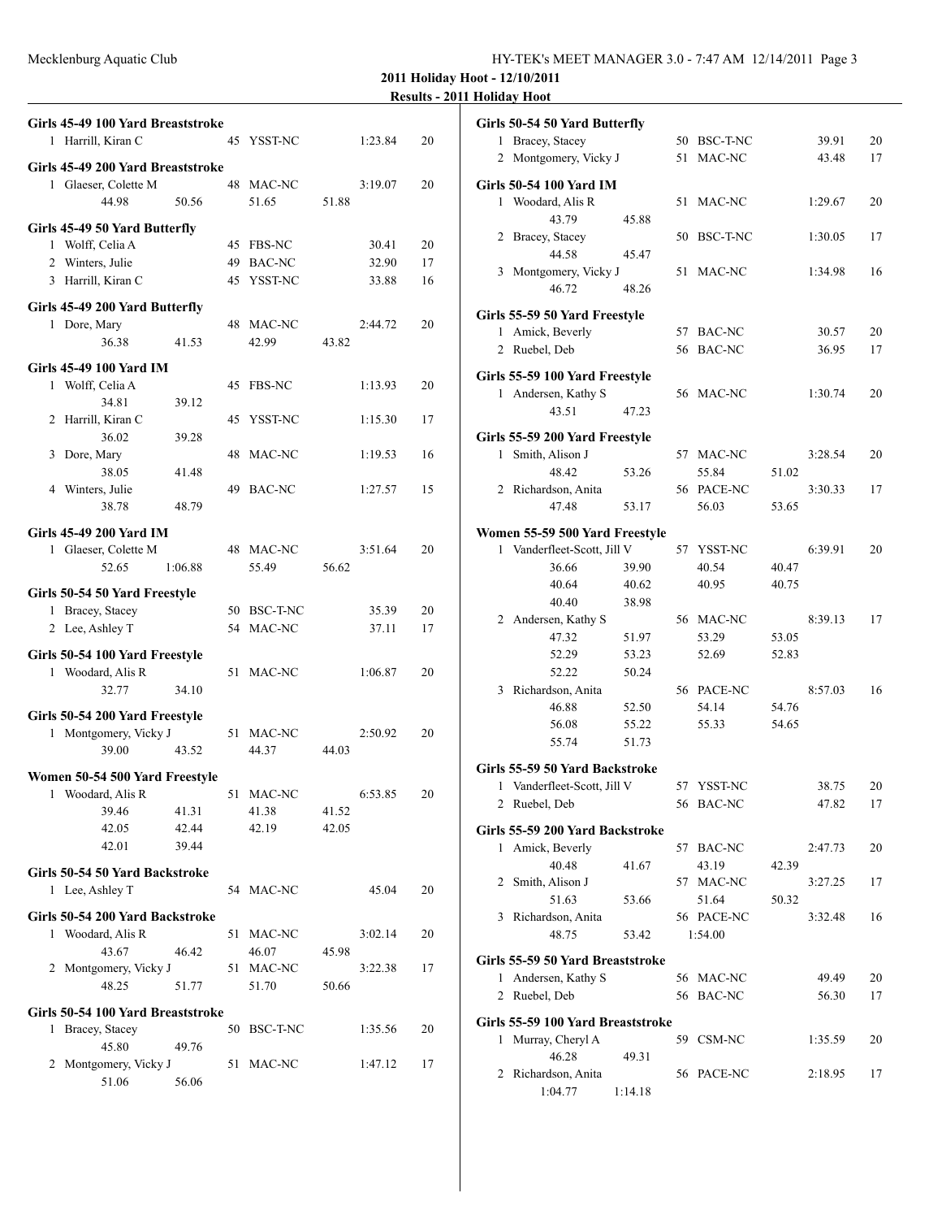**2011 Holiday Hoot - 12/10/2011**

**Results - 2011 Holiday Hoot**

**Girls 45-49 100 Yard Breaststroke**

| | Name | Age | Team | Time | Points |
|---|---|---|---|---|---|
| 1 | Harrill, Kiran C | 45 | YSST-NC | 1:23.84 | 20 |

**Girls 45-49 200 Yard Breaststroke**

| | Name | Age | Team | Time | Points |
|---|---|---|---|---|---|
| 1 | Glaeser, Colette M | 48 | MAC-NC | 3:19.07 | 20 |
| | 44.98 50.56 51.65 51.88 | | | | |

**Girls 45-49 50 Yard Butterfly**

| | Name | Age | Team | Time | Points |
|---|---|---|---|---|---|
| 1 | Wolff, Celia A | 45 | FBS-NC | 30.41 | 20 |
| 2 | Winters, Julie | 49 | BAC-NC | 32.90 | 17 |
| 3 | Harrill, Kiran C | 45 | YSST-NC | 33.88 | 16 |

**Girls 45-49 200 Yard Butterfly**

| | Name | Age | Team | Time | Points |
|---|---|---|---|---|---|
| 1 | Dore, Mary | 48 | MAC-NC | 2:44.72 | 20 |
| | 36.38 41.53 42.99 43.82 | | | | |

**Girls 45-49 100 Yard IM**

| | Name | Age | Team | Time | Points |
|---|---|---|---|---|---|
| 1 | Wolff, Celia A | 45 | FBS-NC | 1:13.93 | 20 |
| | 34.81 39.12 | | | | |
| 2 | Harrill, Kiran C | 45 | YSST-NC | 1:15.30 | 17 |
| | 36.02 39.28 | | | | |
| 3 | Dore, Mary | 48 | MAC-NC | 1:19.53 | 16 |
| | 38.05 41.48 | | | | |
| 4 | Winters, Julie | 49 | BAC-NC | 1:27.57 | 15 |
| | 38.78 48.79 | | | | |

**Girls 45-49 200 Yard IM**

| | Name | Age | Team | Time | Points |
|---|---|---|---|---|---|
| 1 | Glaeser, Colette M | 48 | MAC-NC | 3:51.64 | 20 |
| | 52.65 1:06.88 55.49 56.62 | | | | |

**Girls 50-54 50 Yard Freestyle**

| | Name | Age | Team | Time | Points |
|---|---|---|---|---|---|
| 1 | Bracey, Stacey | 50 | BSC-T-NC | 35.39 | 20 |
| 2 | Lee, Ashley T | 54 | MAC-NC | 37.11 | 17 |

**Girls 50-54 100 Yard Freestyle**

| | Name | Age | Team | Time | Points |
|---|---|---|---|---|---|
| 1 | Woodard, Alis R | 51 | MAC-NC | 1:06.87 | 20 |
| | 32.77 34.10 | | | | |

**Girls 50-54 200 Yard Freestyle**

| | Name | Age | Team | Time | Points |
|---|---|---|---|---|---|
| 1 | Montgomery, Vicky J | 51 | MAC-NC | 2:50.92 | 20 |
| | 39.00 43.52 44.37 44.03 | | | | |

**Women 50-54 500 Yard Freestyle**

| | Name | Age | Team | Time | Points |
|---|---|---|---|---|---|
| 1 | Woodard, Alis R | 51 | MAC-NC | 6:53.85 | 20 |
| | 39.46 41.31 41.38 41.52 | | | | |
| | 42.05 42.44 42.19 42.05 | | | | |
| | 42.01 39.44 | | | | |

**Girls 50-54 50 Yard Backstroke**

| | Name | Age | Team | Time | Points |
|---|---|---|---|---|---|
| 1 | Lee, Ashley T | 54 | MAC-NC | 45.04 | 20 |

**Girls 50-54 200 Yard Backstroke**

| | Name | Age | Team | Time | Points |
|---|---|---|---|---|---|
| 1 | Woodard, Alis R | 51 | MAC-NC | 3:02.14 | 20 |
| | 43.67 46.42 46.07 45.98 | | | | |
| 2 | Montgomery, Vicky J | 51 | MAC-NC | 3:22.38 | 17 |
| | 48.25 51.77 51.70 50.66 | | | | |

**Girls 50-54 100 Yard Breaststroke**

| | Name | Age | Team | Time | Points |
|---|---|---|---|---|---|
| 1 | Bracey, Stacey | 50 | BSC-T-NC | 1:35.56 | 20 |
| | 45.80 49.76 | | | | |
| 2 | Montgomery, Vicky J | 51 | MAC-NC | 1:47.12 | 17 |
| | 51.06 56.06 | | | | |

**Girls 50-54 50 Yard Butterfly**

| | Name | Age | Team | Time | Points |
|---|---|---|---|---|---|
| 1 | Bracey, Stacey | 50 | BSC-T-NC | 39.91 | 20 |
| 2 | Montgomery, Vicky J | 51 | MAC-NC | 43.48 | 17 |

**Girls 50-54 100 Yard IM**

| | Name | Age | Team | Time | Points |
|---|---|---|---|---|---|
| 1 | Woodard, Alis R | 51 | MAC-NC | 1:29.67 | 20 |
| | 43.79 45.88 | | | | |
| 2 | Bracey, Stacey | 50 | BSC-T-NC | 1:30.05 | 17 |
| | 44.58 45.47 | | | | |
| 3 | Montgomery, Vicky J | 51 | MAC-NC | 1:34.98 | 16 |
| | 46.72 48.26 | | | | |

**Girls 55-59 50 Yard Freestyle**

| | Name | Age | Team | Time | Points |
|---|---|---|---|---|---|
| 1 | Amick, Beverly | 57 | BAC-NC | 30.57 | 20 |
| 2 | Ruebel, Deb | 56 | BAC-NC | 36.95 | 17 |

**Girls 55-59 100 Yard Freestyle**

| | Name | Age | Team | Time | Points |
|---|---|---|---|---|---|
| 1 | Andersen, Kathy S | 56 | MAC-NC | 1:30.74 | 20 |
| | 43.51 47.23 | | | | |

**Girls 55-59 200 Yard Freestyle**

| | Name | Age | Team | Time | Points |
|---|---|---|---|---|---|
| 1 | Smith, Alison J | 57 | MAC-NC | 3:28.54 | 20 |
| | 48.42 53.26 55.84 51.02 | | | | |
| 2 | Richardson, Anita | 56 | PACE-NC | 3:30.33 | 17 |
| | 47.48 53.17 56.03 53.65 | | | | |

**Women 55-59 500 Yard Freestyle**

| | Name | Age | Team | Time | Points |
|---|---|---|---|---|---|
| 1 | Vanderfleet-Scott, Jill V | 57 | YSST-NC | 6:39.91 | 20 |
| | 36.66 39.90 40.54 40.47 | | | | |
| | 40.64 40.62 40.95 40.75 | | | | |
| | 40.40 38.98 | | | | |
| 2 | Andersen, Kathy S | 56 | MAC-NC | 8:39.13 | 17 |
| | 47.32 51.97 53.29 53.05 | | | | |
| | 52.29 53.23 52.69 52.83 | | | | |
| | 52.22 50.24 | | | | |
| 3 | Richardson, Anita | 56 | PACE-NC | 8:57.03 | 16 |
| | 46.88 52.50 54.14 54.76 | | | | |
| | 56.08 55.22 55.33 54.65 | | | | |
| | 55.74 51.73 | | | | |

**Girls 55-59 50 Yard Backstroke**

| | Name | Age | Team | Time | Points |
|---|---|---|---|---|---|
| 1 | Vanderfleet-Scott, Jill V | 57 | YSST-NC | 38.75 | 20 |
| 2 | Ruebel, Deb | 56 | BAC-NC | 47.82 | 17 |

**Girls 55-59 200 Yard Backstroke**

| | Name | Age | Team | Time | Points |
|---|---|---|---|---|---|
| 1 | Amick, Beverly | 57 | BAC-NC | 2:47.73 | 20 |
| | 40.48 41.67 43.19 42.39 | | | | |
| 2 | Smith, Alison J | 57 | MAC-NC | 3:27.25 | 17 |
| | 51.63 53.66 51.64 50.32 | | | | |
| 3 | Richardson, Anita | 56 | PACE-NC | 3:32.48 | 16 |
| | 48.75 53.42 1:54.00 | | | | |

**Girls 55-59 50 Yard Breaststroke**

| | Name | Age | Team | Time | Points |
|---|---|---|---|---|---|
| 1 | Andersen, Kathy S | 56 | MAC-NC | 49.49 | 20 |
| 2 | Ruebel, Deb | 56 | BAC-NC | 56.30 | 17 |

**Girls 55-59 100 Yard Breaststroke**

| | Name | Age | Team | Time | Points |
|---|---|---|---|---|---|
| 1 | Murray, Cheryl A | 59 | CSM-NC | 1:35.59 | 20 |
| | 46.28 49.31 | | | | |
| 2 | Richardson, Anita | 56 | PACE-NC | 2:18.95 | 17 |
| | 1:04.77 1:14.18 | | | | |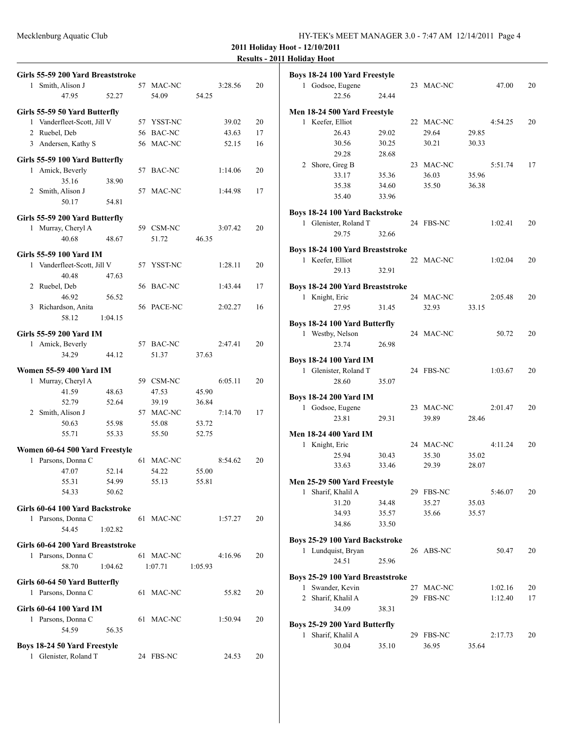**2011 Holiday Hoot - 12/10/2011**

**Results - 2011 Holiday Hoot**

### Girls 55-59 200 Yard Breaststroke

| Place | Name | Age | Team | Time | Points |
|---|---|---|---|---|---|
| 1 | Smith, Alison J | 57 | MAC-NC | 3:28.56 | 20 |
| | 47.95 52.27 54.09 54.25 | | | | |

### Girls 55-59 50 Yard Butterfly

| Place | Name | Age | Team | Time | Points |
|---|---|---|---|---|---|
| 1 | Vanderfleet-Scott, Jill V | 57 | YSST-NC | 39.02 | 20 |
| 2 | Ruebel, Deb | 56 | BAC-NC | 43.63 | 17 |
| 3 | Andersen, Kathy S | 56 | MAC-NC | 52.15 | 16 |

### Girls 55-59 100 Yard Butterfly

| Place | Name | Age | Team | Time | Points |
|---|---|---|---|---|---|
| 1 | Amick, Beverly | 57 | BAC-NC | 1:14.06 | 20 |
| | 35.16 38.90 | | | | |
| 2 | Smith, Alison J | 57 | MAC-NC | 1:44.98 | 17 |
| | 50.17 54.81 | | | | |

### Girls 55-59 200 Yard Butterfly

| Place | Name | Age | Team | Time | Points |
|---|---|---|---|---|---|
| 1 | Murray, Cheryl A | 59 | CSM-NC | 3:07.42 | 20 |
| | 40.68 48.67 51.72 46.35 | | | | |

### Girls 55-59 100 Yard IM

| Place | Name | Age | Team | Time | Points |
|---|---|---|---|---|---|
| 1 | Vanderfleet-Scott, Jill V | 57 | YSST-NC | 1:28.11 | 20 |
| | 40.48 47.63 | | | | |
| 2 | Ruebel, Deb | 56 | BAC-NC | 1:43.44 | 17 |
| | 46.92 56.52 | | | | |
| 3 | Richardson, Anita | 56 | PACE-NC | 2:02.27 | 16 |
| | 58.12 1:04.15 | | | | |

### Girls 55-59 200 Yard IM

| Place | Name | Age | Team | Time | Points |
|---|---|---|---|---|---|
| 1 | Amick, Beverly | 57 | BAC-NC | 2:47.41 | 20 |
| | 34.29 44.12 51.37 37.63 | | | | |

### Women 55-59 400 Yard IM

| Place | Name | Age | Team | Time | Points |
|---|---|---|---|---|---|
| 1 | Murray, Cheryl A | 59 | CSM-NC | 6:05.11 | 20 |
| | 41.59 48.63 47.53 45.90 | | | | |
| | 52.79 52.64 39.19 36.84 | | | | |
| 2 | Smith, Alison J | 57 | MAC-NC | 7:14.70 | 17 |
| | 50.63 55.98 55.08 53.72 | | | | |
| | 55.71 55.33 55.50 52.75 | | | | |

### Women 60-64 500 Yard Freestyle

| Place | Name | Age | Team | Time | Points |
|---|---|---|---|---|---|
| 1 | Parsons, Donna C | 61 | MAC-NC | 8:54.62 | 20 |
| | 47.07 52.14 54.22 55.00 | | | | |
| | 55.31 54.99 55.13 55.81 | | | | |
| | 54.33 50.62 | | | | |

### Girls 60-64 100 Yard Backstroke

| Place | Name | Age | Team | Time | Points |
|---|---|---|---|---|---|
| 1 | Parsons, Donna C | 61 | MAC-NC | 1:57.27 | 20 |
| | 54.45 1:02.82 | | | | |

### Girls 60-64 200 Yard Breaststroke

| Place | Name | Age | Team | Time | Points |
|---|---|---|---|---|---|
| 1 | Parsons, Donna C | 61 | MAC-NC | 4:16.96 | 20 |
| | 58.70 1:04.62 1:07.71 1:05.93 | | | | |

### Girls 60-64 50 Yard Butterfly

| Place | Name | Age | Team | Time | Points |
|---|---|---|---|---|---|
| 1 | Parsons, Donna C | 61 | MAC-NC | 55.82 | 20 |

### Girls 60-64 100 Yard IM

| Place | Name | Age | Team | Time | Points |
|---|---|---|---|---|---|
| 1 | Parsons, Donna C | 61 | MAC-NC | 1:50.94 | 20 |
| | 54.59 56.35 | | | | |

### Boys 18-24 50 Yard Freestyle

| Place | Name | Age | Team | Time | Points |
|---|---|---|---|---|---|
| 1 | Glenister, Roland T | 24 | FBS-NC | 24.53 | 20 |

### Boys 18-24 100 Yard Freestyle

| Place | Name | Age | Team | Time | Points |
|---|---|---|---|---|---|
| 1 | Godsoe, Eugene | 23 | MAC-NC | 47.00 | 20 |
| | 22.56 24.44 | | | | |

### Men 18-24 500 Yard Freestyle

| Place | Name | Age | Team | Time | Points |
|---|---|---|---|---|---|
| 1 | Keefer, Elliot | 22 | MAC-NC | 4:54.25 | 20 |
| | 26.43 29.02 29.64 29.85 | | | | |
| | 30.56 30.25 30.21 30.33 | | | | |
| | 29.28 28.68 | | | | |
| 2 | Shore, Greg B | 23 | MAC-NC | 5:51.74 | 17 |
| | 33.17 35.36 36.03 35.96 | | | | |
| | 35.38 34.60 35.50 36.38 | | | | |
| | 35.40 33.96 | | | | |

### Boys 18-24 100 Yard Backstroke

| Place | Name | Age | Team | Time | Points |
|---|---|---|---|---|---|
| 1 | Glenister, Roland T | 24 | FBS-NC | 1:02.41 | 20 |
| | 29.75 32.66 | | | | |

### Boys 18-24 100 Yard Breaststroke

| Place | Name | Age | Team | Time | Points |
|---|---|---|---|---|---|
| 1 | Keefer, Elliot | 22 | MAC-NC | 1:02.04 | 20 |
| | 29.13 32.91 | | | | |

### Boys 18-24 200 Yard Breaststroke

| Place | Name | Age | Team | Time | Points |
|---|---|---|---|---|---|
| 1 | Knight, Eric | 24 | MAC-NC | 2:05.48 | 20 |
| | 27.95 31.45 32.93 33.15 | | | | |

### Boys 18-24 100 Yard Butterfly

| Place | Name | Age | Team | Time | Points |
|---|---|---|---|---|---|
| 1 | Westby, Nelson | 24 | MAC-NC | 50.72 | 20 |
| | 23.74 26.98 | | | | |

### Boys 18-24 100 Yard IM

| Place | Name | Age | Team | Time | Points |
|---|---|---|---|---|---|
| 1 | Glenister, Roland T | 24 | FBS-NC | 1:03.67 | 20 |
| | 28.60 35.07 | | | | |

### Boys 18-24 200 Yard IM

| Place | Name | Age | Team | Time | Points |
|---|---|---|---|---|---|
| 1 | Godsoe, Eugene | 23 | MAC-NC | 2:01.47 | 20 |
| | 23.81 29.31 39.89 28.46 | | | | |

### Men 18-24 400 Yard IM

| Place | Name | Age | Team | Time | Points |
|---|---|---|---|---|---|
| 1 | Knight, Eric | 24 | MAC-NC | 4:11.24 | 20 |
| | 25.94 30.43 35.30 35.02 | | | | |
| | 33.63 33.46 29.39 28.07 | | | | |

### Men 25-29 500 Yard Freestyle

| Place | Name | Age | Team | Time | Points |
|---|---|---|---|---|---|
| 1 | Sharif, Khalil A | 29 | FBS-NC | 5:46.07 | 20 |
| | 31.20 34.48 35.27 35.03 | | | | |
| | 34.93 35.57 35.66 35.57 | | | | |
| | 34.86 33.50 | | | | |

### Boys 25-29 100 Yard Backstroke

| Place | Name | Age | Team | Time | Points |
|---|---|---|---|---|---|
| 1 | Lundquist, Bryan | 26 | ABS-NC | 50.47 | 20 |
| | 24.51 25.96 | | | | |

### Boys 25-29 100 Yard Breaststroke

| Place | Name | Age | Team | Time | Points |
|---|---|---|---|---|---|
| 1 | Swander, Kevin | 27 | MAC-NC | 1:02.16 | 20 |
| 2 | Sharif, Khalil A | 29 | FBS-NC | 1:12.40 | 17 |
| | 34.09 38.31 | | | | |

### Boys 25-29 200 Yard Butterfly

| Place | Name | Age | Team | Time | Points |
|---|---|---|---|---|---|
| 1 | Sharif, Khalil A | 29 | FBS-NC | 2:17.73 | 20 |
| | 30.04 35.10 36.95 35.64 | | | | |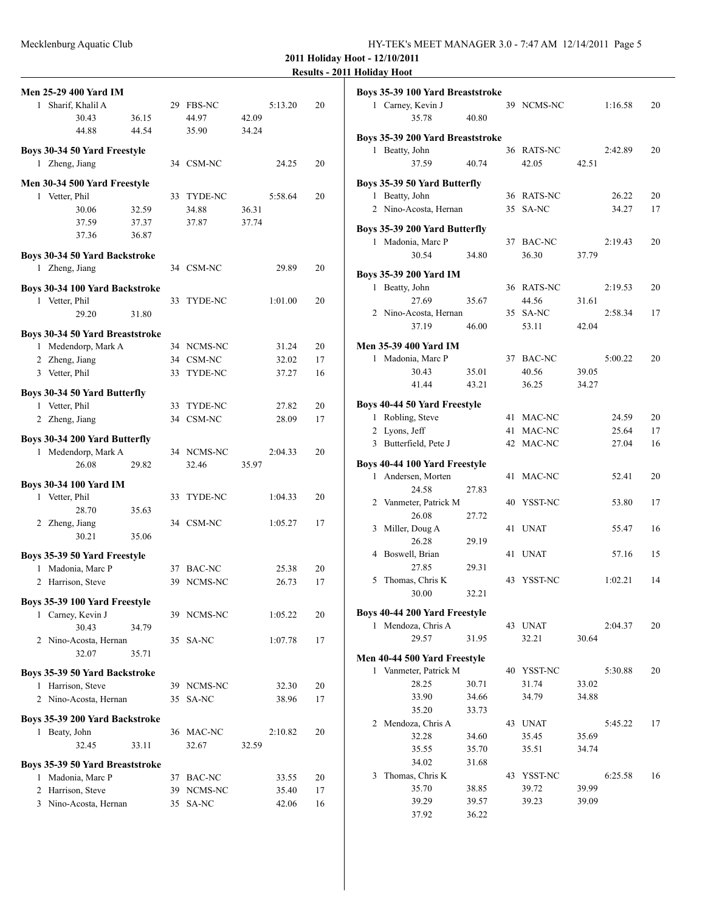## 2011 Holiday Hoot - 12/10/2011

### Results - 2011 Holiday Hoot

**Men 25-29 400 Yard IM**

```
  1 Sharif, Khalil A              29 FBS-NC          5:13.20    20
        30.43       36.15          44.97       42.09
        44.88       44.54          35.90       34.24
```

**Boys 30-34 50 Yard Freestyle**

```
  1 Zheng, Jiang                  34 CSM-NC            24.25    20
```

**Men 30-34 500 Yard Freestyle**

```
  1 Vetter, Phil                  33 TYDE-NC         5:58.64    20
        30.06       32.59          34.88       36.31
        37.59       37.37          37.87       37.74
        37.36       36.87
```

**Boys 30-34 50 Yard Backstroke**

```
  1 Zheng, Jiang                  34 CSM-NC            29.89    20
```

**Boys 30-34 100 Yard Backstroke**

```
  1 Vetter, Phil                  33 TYDE-NC         1:01.00    20
        29.20       31.80
```

**Boys 30-34 50 Yard Breaststroke**

```
  1 Medendorp, Mark A             34 NCMS-NC           31.24    20
  2 Zheng, Jiang                  34 CSM-NC            32.02    17
  3 Vetter, Phil                  33 TYDE-NC           37.27    16
```

**Boys 30-34 50 Yard Butterfly**

```
  1 Vetter, Phil                  33 TYDE-NC           27.82    20
  2 Zheng, Jiang                  34 CSM-NC            28.09    17
```

**Boys 30-34 200 Yard Butterfly**

```
  1 Medendorp, Mark A             34 NCMS-NC         2:04.33    20
        26.08       29.82          32.46       35.97
```

**Boys 30-34 100 Yard IM**

```
  1 Vetter, Phil                  33 TYDE-NC         1:04.33    20
        28.70       35.63
  2 Zheng, Jiang                  34 CSM-NC          1:05.27    17
        30.21       35.06
```

**Boys 35-39 50 Yard Freestyle**

```
  1 Madonia, Marc P               37 BAC-NC            25.38    20
  2 Harrison, Steve               39 NCMS-NC           26.73    17
```

**Boys 35-39 100 Yard Freestyle**

```
  1 Carney, Kevin J               39 NCMS-NC         1:05.22    20
        30.43       34.79
  2 Nino-Acosta, Hernan           35 SA-NC           1:07.78    17
        32.07       35.71
```

**Boys 35-39 50 Yard Backstroke**

```
  1 Harrison, Steve               39 NCMS-NC           32.30    20
  2 Nino-Acosta, Hernan           35 SA-NC             38.96    17
```

**Boys 35-39 200 Yard Backstroke**

```
  1 Beaty, John                   36 MAC-NC          2:10.82    20
        32.45       33.11          32.67       32.59
```

**Boys 35-39 50 Yard Breaststroke**

```
  1 Madonia, Marc P               37 BAC-NC            33.55    20
  2 Harrison, Steve               39 NCMS-NC           35.40    17
  3 Nino-Acosta, Hernan           35 SA-NC             42.06    16
```

**Boys 35-39 100 Yard Breaststroke**

```
  1 Carney, Kevin J               39 NCMS-NC         1:16.58    20
        35.78       40.80
```

**Boys 35-39 200 Yard Breaststroke**

```
  1 Beatty, John                  36 RATS-NC         2:42.89    20
        37.59       40.74          42.05       42.51
```

**Boys 35-39 50 Yard Butterfly**

```
  1 Beatty, John                  36 RATS-NC           26.22    20
  2 Nino-Acosta, Hernan           35 SA-NC             34.27    17
```

**Boys 35-39 200 Yard Butterfly**

```
  1 Madonia, Marc P               37 BAC-NC          2:19.43    20
        30.54       34.80          36.30       37.79
```

**Boys 35-39 200 Yard IM**

```
  1 Beatty, John                  36 RATS-NC         2:19.53    20
        27.69       35.67          44.56       31.61
  2 Nino-Acosta, Hernan           35 SA-NC           2:58.34    17
        37.19       46.00          53.11       42.04
```

**Men 35-39 400 Yard IM**

```
  1 Madonia, Marc P               37 BAC-NC          5:00.22    20
        30.43       35.01          40.56       39.05
        41.44       43.21          36.25       34.27
```

**Boys 40-44 50 Yard Freestyle**

```
  1 Robling, Steve                41 MAC-NC            24.59    20
  2 Lyons, Jeff                   41 MAC-NC            25.64    17
  3 Butterfield, Pete J           42 MAC-NC            27.04    16
```

**Boys 40-44 100 Yard Freestyle**

```
  1 Andersen, Morten              41 MAC-NC            52.41    20
        24.58       27.83
  2 Vanmeter, Patrick M           40 YSST-NC           53.80    17
        26.08       27.72
  3 Miller, Doug A                41 UNAT              55.47    16
        26.28       29.19
  4 Boswell, Brian                41 UNAT              57.16    15
        27.85       29.31
  5 Thomas, Chris K               43 YSST-NC         1:02.21    14
        30.00       32.21
```

**Boys 40-44 200 Yard Freestyle**

```
  1 Mendoza, Chris A              43 UNAT            2:04.37    20
        29.57       31.95          32.21       30.64
```

**Men 40-44 500 Yard Freestyle**

```
  1 Vanmeter, Patrick M           40 YSST-NC         5:30.88    20
        28.25       30.71          31.74       33.02
        33.90       34.66          34.79       34.88
        35.20       33.73
  2 Mendoza, Chris A              43 UNAT            5:45.22    17
        32.28       34.60          35.45       35.69
        35.55       35.70          35.51       34.74
        34.02       31.68
  3 Thomas, Chris K               43 YSST-NC         6:25.58    16
        35.70       38.85          39.72       39.99
        39.29       39.57          39.23       39.09
        37.92       36.22
```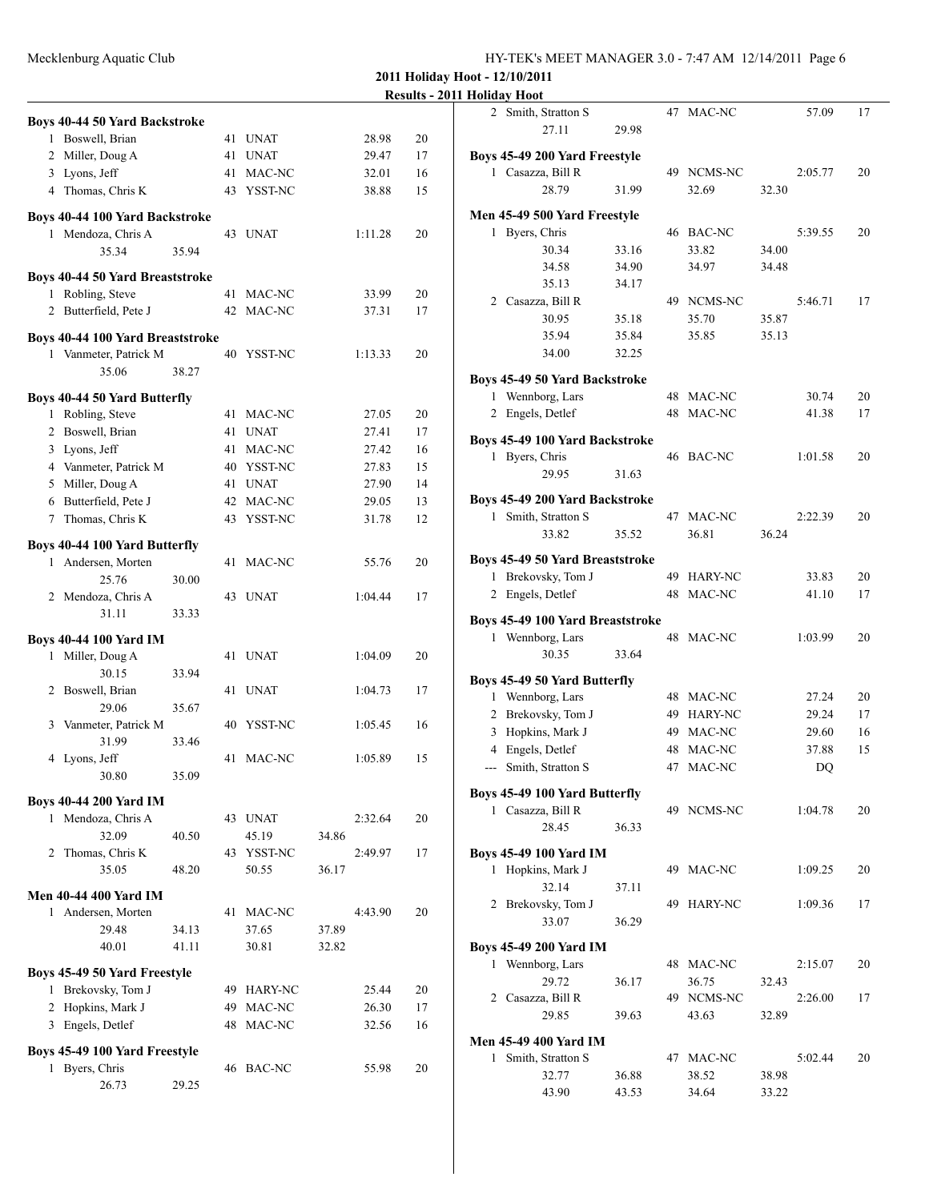**2011 Holiday Hoot - 12/10/2011**

**Results - 2011 Holiday Hoot**

### Boys 40-44 50 Yard Backstroke

| Place | Name | Age | Team | Time | Points |
|---|---|---|---|---|---|
| 1 | Boswell, Brian | 41 | UNAT | 28.98 | 20 |
| 2 | Miller, Doug A | 41 | UNAT | 29.47 | 17 |
| 3 | Lyons, Jeff | 41 | MAC-NC | 32.01 | 16 |
| 4 | Thomas, Chris K | 43 | YSST-NC | 38.88 | 15 |

### Boys 40-44 100 Yard Backstroke

| Place | Name | Age | Team | Time | Points |
|---|---|---|---|---|---|
| 1 | Mendoza, Chris A | 43 | UNAT | 1:11.28 | 20 |
| | 35.34 35.94 | | | | |

### Boys 40-44 50 Yard Breaststroke

| Place | Name | Age | Team | Time | Points |
|---|---|---|---|---|---|
| 1 | Robling, Steve | 41 | MAC-NC | 33.99 | 20 |
| 2 | Butterfield, Pete J | 42 | MAC-NC | 37.31 | 17 |

### Boys 40-44 100 Yard Breaststroke

| Place | Name | Age | Team | Time | Points |
|---|---|---|---|---|---|
| 1 | Vanmeter, Patrick M | 40 | YSST-NC | 1:13.33 | 20 |
| | 35.06 38.27 | | | | |

### Boys 40-44 50 Yard Butterfly

| Place | Name | Age | Team | Time | Points |
|---|---|---|---|---|---|
| 1 | Robling, Steve | 41 | MAC-NC | 27.05 | 20 |
| 2 | Boswell, Brian | 41 | UNAT | 27.41 | 17 |
| 3 | Lyons, Jeff | 41 | MAC-NC | 27.42 | 16 |
| 4 | Vanmeter, Patrick M | 40 | YSST-NC | 27.83 | 15 |
| 5 | Miller, Doug A | 41 | UNAT | 27.90 | 14 |
| 6 | Butterfield, Pete J | 42 | MAC-NC | 29.05 | 13 |
| 7 | Thomas, Chris K | 43 | YSST-NC | 31.78 | 12 |

### Boys 40-44 100 Yard Butterfly

| Place | Name | Age | Team | Time | Points |
|---|---|---|---|---|---|
| 1 | Andersen, Morten | 41 | MAC-NC | 55.76 | 20 |
| | 25.76 30.00 | | | | |
| 2 | Mendoza, Chris A | 43 | UNAT | 1:04.44 | 17 |
| | 31.11 33.33 | | | | |

### Boys 40-44 100 Yard IM

| Place | Name | Age | Team | Time | Points |
|---|---|---|---|---|---|
| 1 | Miller, Doug A | 41 | UNAT | 1:04.09 | 20 |
| | 30.15 33.94 | | | | |
| 2 | Boswell, Brian | 41 | UNAT | 1:04.73 | 17 |
| | 29.06 35.67 | | | | |
| 3 | Vanmeter, Patrick M | 40 | YSST-NC | 1:05.45 | 16 |
| | 31.99 33.46 | | | | |
| 4 | Lyons, Jeff | 41 | MAC-NC | 1:05.89 | 15 |
| | 30.80 35.09 | | | | |

### Boys 40-44 200 Yard IM

| Place | Name | Age | Team | Time | Points |
|---|---|---|---|---|---|
| 1 | Mendoza, Chris A | 43 | UNAT | 2:32.64 | 20 |
| | 32.09 40.50 45.19 34.86 | | | | |
| 2 | Thomas, Chris K | 43 | YSST-NC | 2:49.97 | 17 |
| | 35.05 48.20 50.55 36.17 | | | | |

### Men 40-44 400 Yard IM

| Place | Name | Age | Team | Time | Points |
|---|---|---|---|---|---|
| 1 | Andersen, Morten | 41 | MAC-NC | 4:43.90 | 20 |
| | 29.48 34.13 37.65 37.89 | | | | |
| | 40.01 41.11 30.81 32.82 | | | | |

### Boys 45-49 50 Yard Freestyle

| Place | Name | Age | Team | Time | Points |
|---|---|---|---|---|---|
| 1 | Brekovsky, Tom J | 49 | HARY-NC | 25.44 | 20 |
| 2 | Hopkins, Mark J | 49 | MAC-NC | 26.30 | 17 |
| 3 | Engels, Detlef | 48 | MAC-NC | 32.56 | 16 |

### Boys 45-49 100 Yard Freestyle

| Place | Name | Age | Team | Time | Points |
|---|---|---|---|---|---|
| 1 | Byers, Chris | 46 | BAC-NC | 55.98 | 20 |
| | 26.73 29.25 | | | | |
| 2 | Smith, Stratton S | 47 | MAC-NC | 57.09 | 17 |
| | 27.11 29.98 | | | | |

### Boys 45-49 200 Yard Freestyle

| Place | Name | Age | Team | Time | Points |
|---|---|---|---|---|---|
| 1 | Casazza, Bill R | 49 | NCMS-NC | 2:05.77 | 20 |
| | 28.79 31.99 32.69 32.30 | | | | |

### Men 45-49 500 Yard Freestyle

| Place | Name | Age | Team | Time | Points |
|---|---|---|---|---|---|
| 1 | Byers, Chris | 46 | BAC-NC | 5:39.55 | 20 |
| | 30.34 33.16 33.82 34.00 | | | | |
| | 34.58 34.90 34.97 34.48 | | | | |
| | 35.13 34.17 | | | | |
| 2 | Casazza, Bill R | 49 | NCMS-NC | 5:46.71 | 17 |
| | 30.95 35.18 35.70 35.87 | | | | |
| | 35.94 35.84 35.85 35.13 | | | | |
| | 34.00 32.25 | | | | |

### Boys 45-49 50 Yard Backstroke

| Place | Name | Age | Team | Time | Points |
|---|---|---|---|---|---|
| 1 | Wennborg, Lars | 48 | MAC-NC | 30.74 | 20 |
| 2 | Engels, Detlef | 48 | MAC-NC | 41.38 | 17 |

### Boys 45-49 100 Yard Backstroke

| Place | Name | Age | Team | Time | Points |
|---|---|---|---|---|---|
| 1 | Byers, Chris | 46 | BAC-NC | 1:01.58 | 20 |
| | 29.95 31.63 | | | | |

### Boys 45-49 200 Yard Backstroke

| Place | Name | Age | Team | Time | Points |
|---|---|---|---|---|---|
| 1 | Smith, Stratton S | 47 | MAC-NC | 2:22.39 | 20 |
| | 33.82 35.52 36.81 36.24 | | | | |

### Boys 45-49 50 Yard Breaststroke

| Place | Name | Age | Team | Time | Points |
|---|---|---|---|---|---|
| 1 | Brekovsky, Tom J | 49 | HARY-NC | 33.83 | 20 |
| 2 | Engels, Detlef | 48 | MAC-NC | 41.10 | 17 |

### Boys 45-49 100 Yard Breaststroke

| Place | Name | Age | Team | Time | Points |
|---|---|---|---|---|---|
| 1 | Wennborg, Lars | 48 | MAC-NC | 1:03.99 | 20 |
| | 30.35 33.64 | | | | |

### Boys 45-49 50 Yard Butterfly

| Place | Name | Age | Team | Time | Points |
|---|---|---|---|---|---|
| 1 | Wennborg, Lars | 48 | MAC-NC | 27.24 | 20 |
| 2 | Brekovsky, Tom J | 49 | HARY-NC | 29.24 | 17 |
| 3 | Hopkins, Mark J | 49 | MAC-NC | 29.60 | 16 |
| 4 | Engels, Detlef | 48 | MAC-NC | 37.88 | 15 |
| --- | Smith, Stratton S | 47 | MAC-NC | DQ | |

### Boys 45-49 100 Yard Butterfly

| Place | Name | Age | Team | Time | Points |
|---|---|---|---|---|---|
| 1 | Casazza, Bill R | 49 | NCMS-NC | 1:04.78 | 20 |
| | 28.45 36.33 | | | | |

### Boys 45-49 100 Yard IM

| Place | Name | Age | Team | Time | Points |
|---|---|---|---|---|---|
| 1 | Hopkins, Mark J | 49 | MAC-NC | 1:09.25 | 20 |
| | 32.14 37.11 | | | | |
| 2 | Brekovsky, Tom J | 49 | HARY-NC | 1:09.36 | 17 |
| | 33.07 36.29 | | | | |

### Boys 45-49 200 Yard IM

| Place | Name | Age | Team | Time | Points |
|---|---|---|---|---|---|
| 1 | Wennborg, Lars | 48 | MAC-NC | 2:15.07 | 20 |
| | 29.72 36.17 36.75 32.43 | | | | |
| 2 | Casazza, Bill R | 49 | NCMS-NC | 2:26.00 | 17 |
| | 29.85 39.63 43.63 32.89 | | | | |

### Men 45-49 400 Yard IM

| Place | Name | Age | Team | Time | Points |
|---|---|---|---|---|---|
| 1 | Smith, Stratton S | 47 | MAC-NC | 5:02.44 | 20 |
| | 32.77 36.88 38.52 38.98 | | | | |
| | 43.90 43.53 34.64 33.22 | | | | |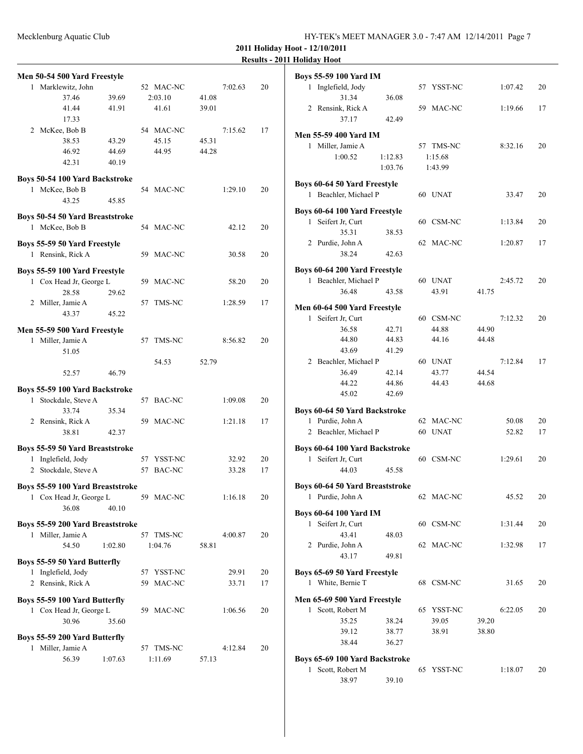**2011 Holiday Hoot - 12/10/2011**

**Results - 2011 Holiday Hoot**

**Men 50-54 500 Yard Freestyle**

```
  1 Marklewitz, John             52 MAC-NC          7:02.63    20
        37.46      39.69      2:03.10      41.08
        41.44      41.91        41.61      39.01
        17.33
  2 McKee, Bob B                 54 MAC-NC          7:15.62    17
        38.53      43.29        45.15      45.31
        46.92      44.69        44.95      44.28
        42.31      40.19
```

**Boys 50-54 100 Yard Backstroke**

```
  1 McKee, Bob B                 54 MAC-NC          1:29.10    20
        43.25      45.85
```

**Boys 50-54 50 Yard Breaststroke**

```
  1 McKee, Bob B                 54 MAC-NC            42.12    20
```

**Boys 55-59 50 Yard Freestyle**

```
  1 Rensink, Rick A              59 MAC-NC            30.58    20
```

**Boys 55-59 100 Yard Freestyle**

```
  1 Cox Head Jr, George L        59 MAC-NC            58.20    20
        28.58      29.62
  2 Miller, Jamie A              57 TMS-NC          1:28.59    17
        43.37      45.22
```

**Men 55-59 500 Yard Freestyle**

```
  1 Miller, Jamie A              57 TMS-NC          8:56.82    20
        51.05
                                54.53      52.79
        52.57      46.79
```

**Boys 55-59 100 Yard Backstroke**

```
  1 Stockdale, Steve A           57 BAC-NC          1:09.08    20
        33.74      35.34
  2 Rensink, Rick A              59 MAC-NC          1:21.18    17
        38.81      42.37
```

**Boys 55-59 50 Yard Breaststroke**

```
  1 Inglefield, Jody             57 YSST-NC           32.92    20
  2 Stockdale, Steve A           57 BAC-NC            33.28    17
```

**Boys 55-59 100 Yard Breaststroke**

```
  1 Cox Head Jr, George L        59 MAC-NC          1:16.18    20
        36.08      40.10
```

**Boys 55-59 200 Yard Breaststroke**

```
  1 Miller, Jamie A              57 TMS-NC          4:00.87    20
        54.50    1:02.80      1:04.76      58.81
```

**Boys 55-59 50 Yard Butterfly**

```
  1 Inglefield, Jody             57 YSST-NC           29.91    20
  2 Rensink, Rick A              59 MAC-NC            33.71    17
```

**Boys 55-59 100 Yard Butterfly**

```
  1 Cox Head Jr, George L        59 MAC-NC          1:06.56    20
        30.96      35.60
```

**Boys 55-59 200 Yard Butterfly**

```
  1 Miller, Jamie A              57 TMS-NC          4:12.84    20
        56.39    1:07.63      1:11.69      57.13
```

**Boys 55-59 100 Yard IM**

```
  1 Inglefield, Jody             57 YSST-NC         1:07.42    20
        31.34      36.08
  2 Rensink, Rick A              59 MAC-NC          1:19.66    17
        37.17      42.49
```

**Men 55-59 400 Yard IM**

```
  1 Miller, Jamie A              57 TMS-NC          8:32.16    20
      1:00.52    1:12.83      1:15.68
                 1:03.76      1:43.99
```

**Boys 60-64 50 Yard Freestyle**

```
  1 Beachler, Michael P          60 UNAT              33.47    20
```

**Boys 60-64 100 Yard Freestyle**

```
  1 Seifert Jr, Curt             60 CSM-NC          1:13.84    20
        35.31      38.53
  2 Purdie, John A               62 MAC-NC          1:20.87    17
        38.24      42.63
```

**Boys 60-64 200 Yard Freestyle**

```
  1 Beachler, Michael P          60 UNAT            2:45.72    20
        36.48      43.58        43.91      41.75
```

**Men 60-64 500 Yard Freestyle**

```
  1 Seifert Jr, Curt             60 CSM-NC          7:12.32    20
        36.58      42.71        44.88      44.90
        44.80      44.83        44.16      44.48
        43.69      41.29
  2 Beachler, Michael P          60 UNAT            7:12.84    17
        36.49      42.14        43.77      44.54
        44.22      44.86        44.43      44.68
        45.02      42.69
```

**Boys 60-64 50 Yard Backstroke**

```
  1 Purdie, John A               62 MAC-NC            50.08    20
  2 Beachler, Michael P          60 UNAT              52.82    17
```

**Boys 60-64 100 Yard Backstroke**

```
  1 Seifert Jr, Curt             60 CSM-NC          1:29.61    20
        44.03      45.58
```

**Boys 60-64 50 Yard Breaststroke**

```
  1 Purdie, John A               62 MAC-NC            45.52    20
```

**Boys 60-64 100 Yard IM**

```
  1 Seifert Jr, Curt             60 CSM-NC          1:31.44    20
        43.41      48.03
  2 Purdie, John A               62 MAC-NC          1:32.98    17
        43.17      49.81
```

**Boys 65-69 50 Yard Freestyle**

```
  1 White, Bernie T              68 CSM-NC            31.65    20
```

**Men 65-69 500 Yard Freestyle**

```
  1 Scott, Robert M              65 YSST-NC         6:22.05    20
        35.25      38.24        39.05      39.20
        39.12      38.77        38.91      38.80
        38.44      36.27
```

**Boys 65-69 100 Yard Backstroke**

```
  1 Scott, Robert M              65 YSST-NC         1:18.07    20
        38.97      39.10
```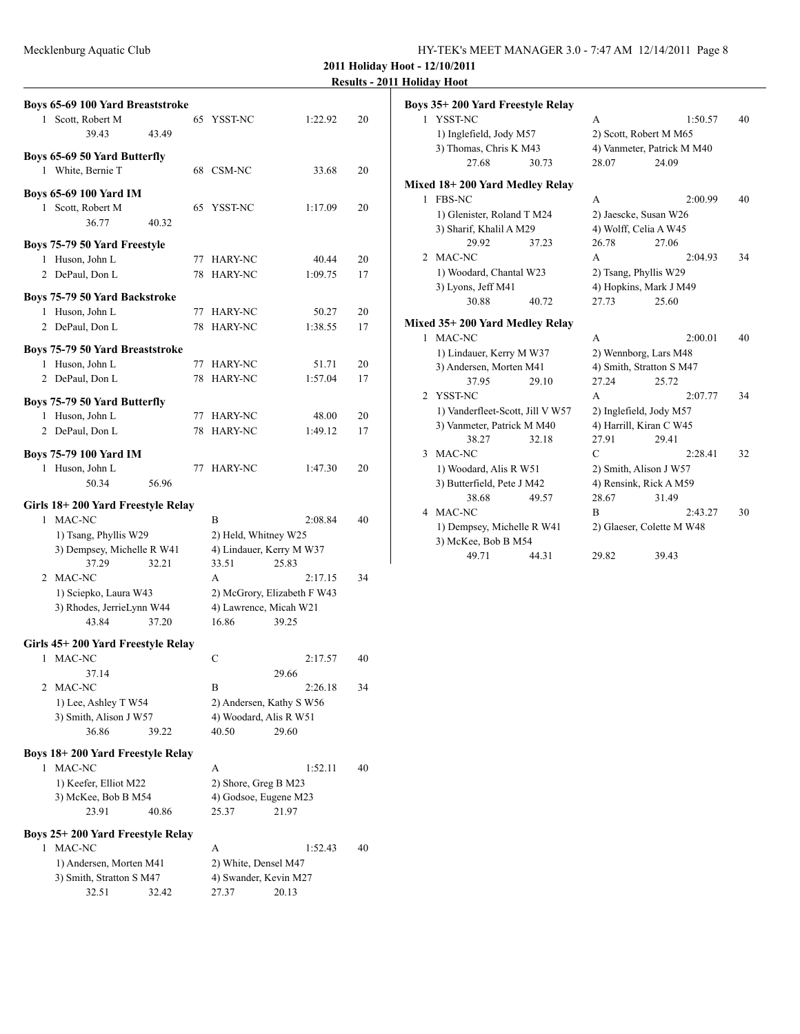**2011 Holiday Hoot - 12/10/2011**

**Results - 2011 Holiday Hoot**

### Boys 65-69 100 Yard Breaststroke

1 Scott, Robert M 65 YSST-NC 1:22.92 20
39.43 43.49

### Boys 65-69 50 Yard Butterfly

1 White, Bernie T 68 CSM-NC 33.68 20

### Boys 65-69 100 Yard IM

1 Scott, Robert M 65 YSST-NC 1:17.09 20
36.77 40.32

### Boys 75-79 50 Yard Freestyle

1 Huson, John L 77 HARY-NC 40.44 20
2 DePaul, Don L 78 HARY-NC 1:09.75 17

### Boys 75-79 50 Yard Backstroke

1 Huson, John L 77 HARY-NC 50.27 20
2 DePaul, Don L 78 HARY-NC 1:38.55 17

### Boys 75-79 50 Yard Breaststroke

1 Huson, John L 77 HARY-NC 51.71 20
2 DePaul, Don L 78 HARY-NC 1:57.04 17

### Boys 75-79 50 Yard Butterfly

1 Huson, John L 77 HARY-NC 48.00 20
2 DePaul, Don L 78 HARY-NC 1:49.12 17

### Boys 75-79 100 Yard IM

1 Huson, John L 77 HARY-NC 1:47.30 20
50.34 56.96

### Girls 18+ 200 Yard Freestyle Relay

1 MAC-NC B 2:08.84 40
1) Tsang, Phyllis W29 2) Held, Whitney W25
3) Dempsey, Michelle R W41 4) Lindauer, Kerry M W37
37.29 32.21 33.51 25.83

2 MAC-NC A 2:17.15 34
1) Sciepko, Laura W43 2) McGrory, Elizabeth F W43
3) Rhodes, JerrieLynn W44 4) Lawrence, Micah W21
43.84 37.20 16.86 39.25

### Girls 45+ 200 Yard Freestyle Relay

1 MAC-NC C 2:17.57 40
37.14 29.66

2 MAC-NC B 2:26.18 34
1) Lee, Ashley T W54 2) Andersen, Kathy S W56
3) Smith, Alison J W57 4) Woodard, Alis R W51
36.86 39.22 40.50 29.60

### Boys 18+ 200 Yard Freestyle Relay

1 MAC-NC A 1:52.11 40
1) Keefer, Elliot M22 2) Shore, Greg B M23
3) McKee, Bob B M54 4) Godsoe, Eugene M23
23.91 40.86 25.37 21.97

### Boys 25+ 200 Yard Freestyle Relay

1 MAC-NC A 1:52.43 40
1) Andersen, Morten M41 2) White, Densel M47
3) Smith, Stratton S M47 4) Swander, Kevin M27
32.51 32.42 27.37 20.13

### Boys 35+ 200 Yard Freestyle Relay

1 YSST-NC A 1:50.57 40
1) Inglefield, Jody M57 2) Scott, Robert M M65
3) Thomas, Chris K M43 4) Vanmeter, Patrick M M40
27.68 30.73 28.07 24.09

### Mixed 18+ 200 Yard Medley Relay

1 FBS-NC A 2:00.99 40
1) Glenister, Roland T M24 2) Jaescke, Susan W26
3) Sharif, Khalil A M29 4) Wolff, Celia A W45
29.92 37.23 26.78 27.06

2 MAC-NC A 2:04.93 34
1) Woodard, Chantal W23 2) Tsang, Phyllis W29
3) Lyons, Jeff M41 4) Hopkins, Mark J M49
30.88 40.72 27.73 25.60

### Mixed 35+ 200 Yard Medley Relay

1 MAC-NC A 2:00.01 40
1) Lindauer, Kerry M W37 2) Wennborg, Lars M48
3) Andersen, Morten M41 4) Smith, Stratton S M47
37.95 29.10 27.24 25.72

2 YSST-NC A 2:07.77 34
1) Vanderfleet-Scott, Jill V W57 2) Inglefield, Jody M57
3) Vanmeter, Patrick M M40 4) Harrill, Kiran C W45
38.27 32.18 27.91 29.41

3 MAC-NC C 2:28.41 32
1) Woodard, Alis R W51 2) Smith, Alison J W57
3) Butterfield, Pete J M42 4) Rensink, Rick A M59
38.68 49.57 28.67 31.49

4 MAC-NC B 2:43.27 30
1) Dempsey, Michelle R W41 2) Glaeser, Colette M W48
3) McKee, Bob B M54
49.71 44.31 29.82 39.43